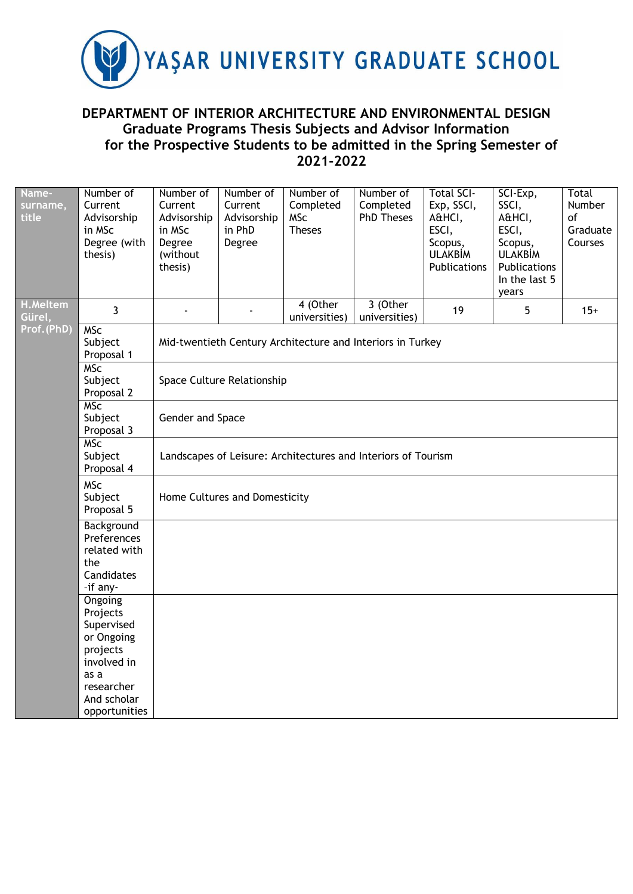# YAŞAR UNIVERSITY GRADUATE SCHOOL

## DEPARTMENT OF INTERIOR ARCHITECTURE AND ENVIRONMENTAL DESIGN
## Graduate Programs Thesis Subjects and Advisor Information for the Prospective Students to be admitted in the Spring Semester of 2021-2022

| Name-surname, title | Number of Current Advisorship in MSc Degree (with thesis) | Number of Current Advisorship in MSc Degree (without thesis) | Number of Current Advisorship in PhD Degree | Number of Completed MSc Theses | Number of Completed PhD Theses | Total SCI-Exp, SSCI, A&HCI, ESCI, Scopus, ULAKBİM Publications | SCI-Exp, SSCI, A&HCI, ESCI, Scopus, ULAKBİM Publications In the last 5 years | Total Number of Graduate Courses |
|---|---|---|---|---|---|---|---|---|
| H.Meltem Gürel, Prof.(PhD) | 3 | - | - | 4 (Other universities) | 3 (Other universities) | 19 | 5 | 15+ |
| | MSc Subject Proposal 1 | Mid-twentieth Century Architecture and Interiors in Turkey | | | | | | |
| | MSc Subject Proposal 2 | Space Culture Relationship | | | | | | |
| | MSc Subject Proposal 3 | Gender and Space | | | | | | |
| | MSc Subject Proposal 4 | Landscapes of Leisure: Architectures and Interiors of Tourism | | | | | | |
| | MSc Subject Proposal 5 | Home Cultures and Domesticity | | | | | | |
| | Background Preferences related with the Candidates -if any- | | | | | | | |
| | Ongoing Projects Supervised or Ongoing projects involved in as a researcher And scholar opportunities | | | | | | | |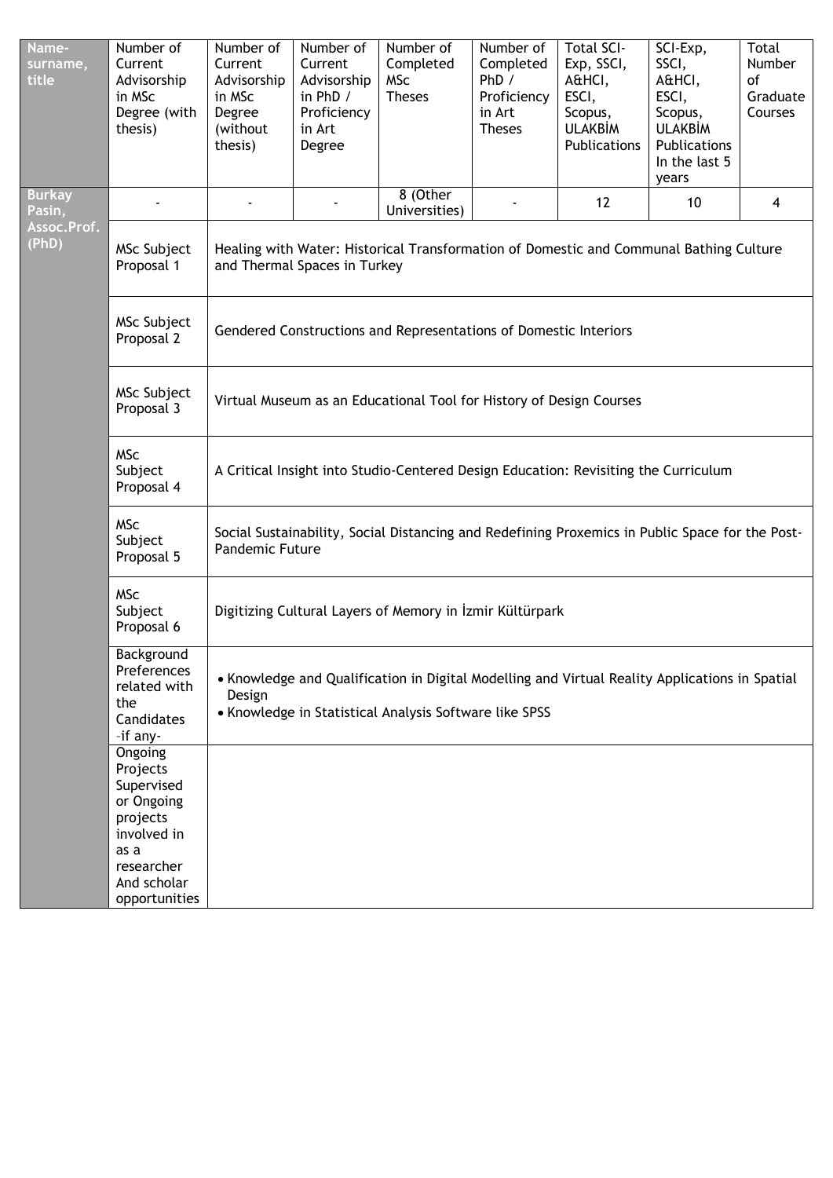| Name-surname, title | Number of Current Advisorship in MSc Degree (with thesis) | Number of Current Advisorship in MSc Degree (without thesis) | Number of Current Advisorship in PhD / Proficiency in Art Degree | Number of Completed MSc Theses | Number of Completed PhD / Proficiency in Art Theses | Total SCI-Exp, SSCI, A&HCI, ESCI, Scopus, ULAKBİM Publications | SCI-Exp, SSCI, A&HCI, ESCI, Scopus, ULAKBİM Publications In the last 5 years | Total Number of Graduate Courses |
|---|---|---|---|---|---|---|---|---|
| Burkay Pasin, Assoc.Prof. (PhD) | - | - | - | 8 (Other Universities) | - | 12 | 10 | 4 |
| | MSc Subject Proposal 1 | Healing with Water: Historical Transformation of Domestic and Communal Bathing Culture and Thermal Spaces in Turkey | | | | | | |
| | MSc Subject Proposal 2 | Gendered Constructions and Representations of Domestic Interiors | | | | | | |
| | MSc Subject Proposal 3 | Virtual Museum as an Educational Tool for History of Design Courses | | | | | | |
| | MSc Subject Proposal 4 | A Critical Insight into Studio-Centered Design Education: Revisiting the Curriculum | | | | | | |
| | MSc Subject Proposal 5 | Social Sustainability, Social Distancing and Redefining Proxemics in Public Space for the Post-Pandemic Future | | | | | | |
| | MSc Subject Proposal 6 | Digitizing Cultural Layers of Memory in İzmir Kültürpark | | | | | | |
| | Background Preferences related with the Candidates -if any- | • Knowledge and Qualification in Digital Modelling and Virtual Reality Applications in Spatial Design<br>• Knowledge in Statistical Analysis Software like SPSS | | | | | | |
| | Ongoing Projects Supervised or Ongoing projects involved in as a researcher And scholar opportunities | | | | | | | |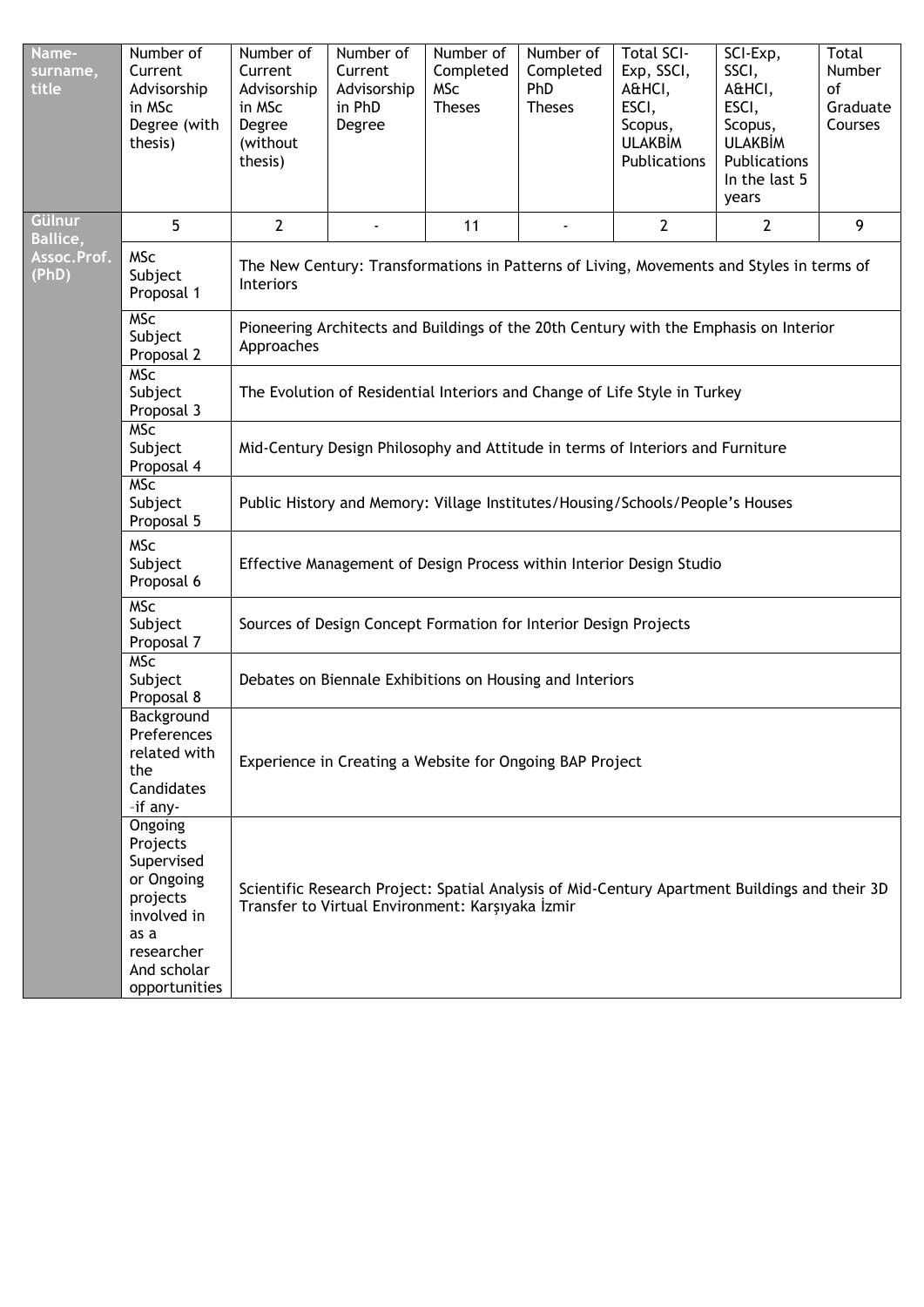| Name-surname, title | Number of Current Advisorship in MSc Degree (with thesis) | Number of Current Advisorship in MSc Degree (without thesis) | Number of Current Advisorship in PhD Degree | Number of Completed MSc Theses | Number of Completed PhD Theses | Total SCI-Exp, SSCI, A&HCI, ESCI, Scopus, ULAKBİM Publications | SCI-Exp, SSCI, A&HCI, ESCI, Scopus, ULAKBİM Publications In the last 5 years | Total Number of Graduate Courses |
|---|---|---|---|---|---|---|---|---|
| Gülnur Ballice, Assoc.Prof. (PhD) | 5 | 2 | - | 11 | - | 2 | 2 | 9 |
| | MSc Subject Proposal 1 | The New Century: Transformations in Patterns of Living, Movements and Styles in terms of Interiors | | | | | | |
| | MSc Subject Proposal 2 | Pioneering Architects and Buildings of the 20th Century with the Emphasis on Interior Approaches | | | | | | |
| | MSc Subject Proposal 3 | The Evolution of Residential Interiors and Change of Life Style in Turkey | | | | | | |
| | MSc Subject Proposal 4 | Mid-Century Design Philosophy and Attitude in terms of Interiors and Furniture | | | | | | |
| | MSc Subject Proposal 5 | Public History and Memory: Village Institutes/Housing/Schools/People's Houses | | | | | | |
| | MSc Subject Proposal 6 | Effective Management of Design Process within Interior Design Studio | | | | | | |
| | MSc Subject Proposal 7 | Sources of Design Concept Formation for Interior Design Projects | | | | | | |
| | MSc Subject Proposal 8 | Debates on Biennale Exhibitions on Housing and Interiors | | | | | | |
| | Background Preferences related with the Candidates -if any- | Experience in Creating a Website for Ongoing BAP Project | | | | | | |
| | Ongoing Projects Supervised or Ongoing projects involved in as a researcher And scholar opportunities | Scientific Research Project: Spatial Analysis of Mid-Century Apartment Buildings and their 3D Transfer to Virtual Environment: Karşıyaka İzmir | | | | | | |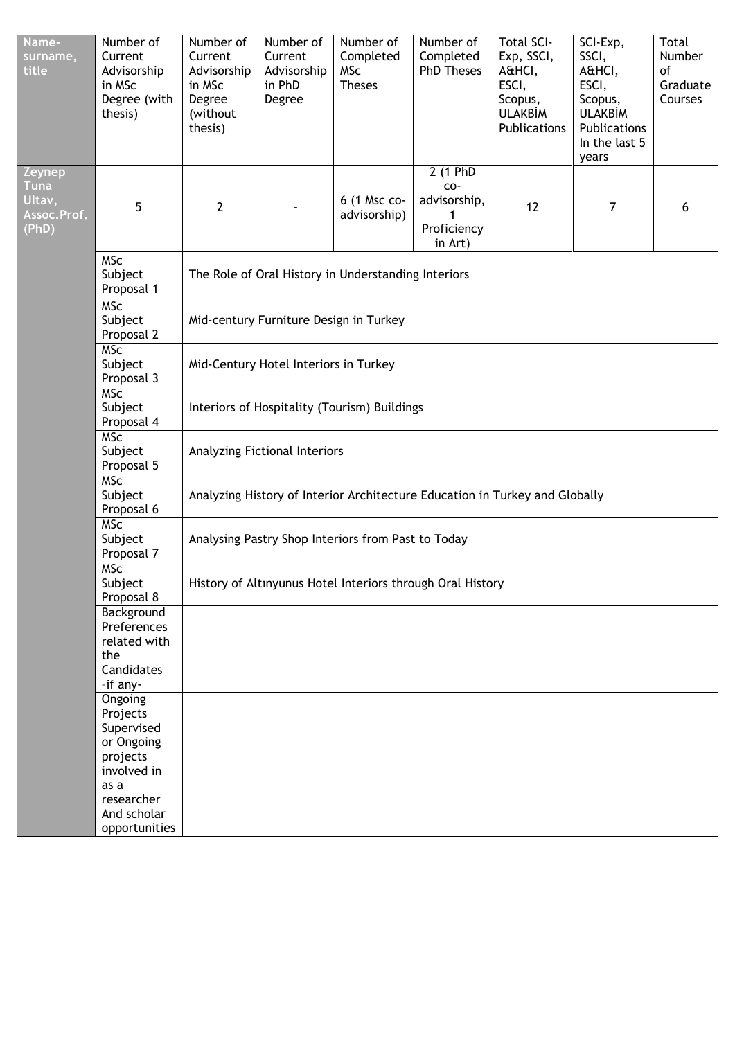| Name-surname, title | Number of Current Advisorship in MSc Degree (with thesis) | Number of Current Advisorship in MSc Degree (without thesis) | Number of Current Advisorship in PhD Degree | Number of Completed MSc Theses | Number of Completed PhD Theses | Total SCI-Exp, SSCI, A&HCI, ESCI, Scopus, ULAKBİM Publications | SCI-Exp, SSCI, A&HCI, ESCI, Scopus, ULAKBİM Publications In the last 5 years | Total Number of Graduate Courses |
|---|---|---|---|---|---|---|---|---|
| Zeynep Tuna Ultav, Assoc.Prof. (PhD) | 5 | 2 | - | 6 (1 Msc co-advisorship) | 2 (1 PhD co-advisorship, 1 Proficiency in Art) | 12 | 7 | 6 |
| | MSc Subject Proposal 1 | The Role of Oral History in Understanding Interiors | | | | | | |
| | MSc Subject Proposal 2 | Mid-century Furniture Design in Turkey | | | | | | |
| | MSc Subject Proposal 3 | Mid-Century Hotel Interiors in Turkey | | | | | | |
| | MSc Subject Proposal 4 | Interiors of Hospitality (Tourism) Buildings | | | | | | |
| | MSc Subject Proposal 5 | Analyzing Fictional Interiors | | | | | | |
| | MSc Subject Proposal 6 | Analyzing History of Interior Architecture Education in Turkey and Globally | | | | | | |
| | MSc Subject Proposal 7 | Analysing Pastry Shop Interiors from Past to Today | | | | | | |
| | MSc Subject Proposal 8 | History of Altınyunus Hotel Interiors through Oral History | | | | | | |
| | Background Preferences related with the Candidates -if any- | | | | | | | |
| | Ongoing Projects Supervised or Ongoing projects involved in as a researcher And scholar opportunities | | | | | | | |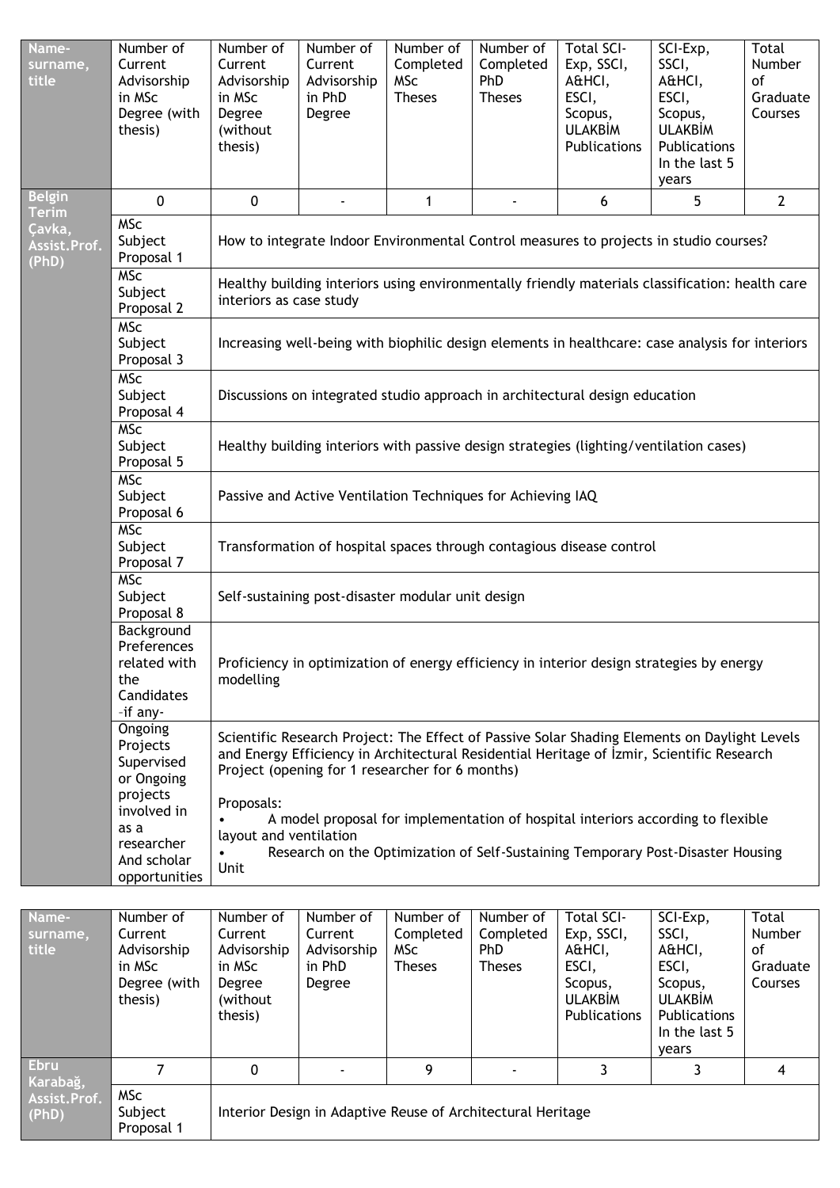| Name-surname, title | Number of Current Advisorship in MSc Degree (with thesis) | Number of Current Advisorship in MSc Degree (without thesis) | Number of Current Advisorship in PhD Degree | Number of Completed MSc Theses | Number of Completed PhD Theses | Total SCI-Exp, SSCI, A&HCI, ESCI, Scopus, ULAKBİM Publications | SCI-Exp, SSCI, A&HCI, ESCI, Scopus, ULAKBİM Publications In the last 5 years | Total Number of Graduate Courses |
|---|---|---|---|---|---|---|---|---|
| Belgin Terim Çavka, Assist.Prof. (PhD) | 0 | 0 | - | 1 | - | 6 | 5 | 2 |
| | MSc Subject Proposal 1 | How to integrate Indoor Environmental Control measures to projects in studio courses? | | | | | | |
| | MSc Subject Proposal 2 | Healthy building interiors using environmentally friendly materials classification: health care interiors as case study | | | | | | |
| | MSc Subject Proposal 3 | Increasing well-being with biophilic design elements in healthcare: case analysis for interiors | | | | | | |
| | MSc Subject Proposal 4 | Discussions on integrated studio approach in architectural design education | | | | | | |
| | MSc Subject Proposal 5 | Healthy building interiors with passive design strategies (lighting/ventilation cases) | | | | | | |
| | MSc Subject Proposal 6 | Passive and Active Ventilation Techniques for Achieving IAQ | | | | | | |
| | MSc Subject Proposal 7 | Transformation of hospital spaces through contagious disease control | | | | | | |
| | MSc Subject Proposal 8 | Self-sustaining post-disaster modular unit design | | | | | | |
| | Background Preferences related with the Candidates -if any- | Proficiency in optimization of energy efficiency in interior design strategies by energy modelling | | | | | | |
| | Ongoing Projects Supervised or Ongoing projects involved in as a researcher And scholar opportunities | Scientific Research Project: The Effect of Passive Solar Shading Elements on Daylight Levels and Energy Efficiency in Architectural Residential Heritage of İzmir, Scientific Research Project (opening for 1 researcher for 6 months)<br><br>Proposals:<br>• A model proposal for implementation of hospital interiors according to flexible layout and ventilation<br>• Research on the Optimization of Self-Sustaining Temporary Post-Disaster Housing Unit | | | | | | |

| Name-surname, title | Number of Current Advisorship in MSc Degree (with thesis) | Number of Current Advisorship in MSc Degree (without thesis) | Number of Current Advisorship in PhD Degree | Number of Completed MSc Theses | Number of Completed PhD Theses | Total SCI-Exp, SSCI, A&HCI, ESCI, Scopus, ULAKBİM Publications | SCI-Exp, SSCI, A&HCI, ESCI, Scopus, ULAKBİM Publications In the last 5 years | Total Number of Graduate Courses |
|---|---|---|---|---|---|---|---|---|
| Ebru Karabağ, Assist.Prof. (PhD) | 7 | 0 | - | 9 | - | 3 | 3 | 4 |
| | MSc Subject Proposal 1 | Interior Design in Adaptive Reuse of Architectural Heritage | | | | | | |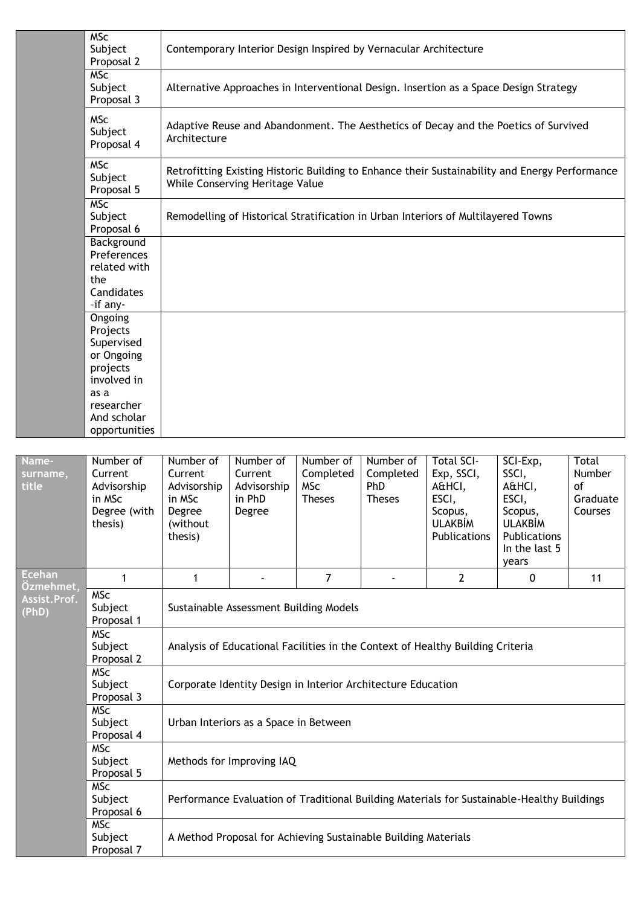| | | |
|---|---|---|
| | MSc Subject Proposal 2 | Contemporary Interior Design Inspired by Vernacular Architecture |
| | MSc Subject Proposal 3 | Alternative Approaches in Interventional Design. Insertion as a Space Design Strategy |
| | MSc Subject Proposal 4 | Adaptive Reuse and Abandonment. The Aesthetics of Decay and the Poetics of Survived Architecture |
| | MSc Subject Proposal 5 | Retrofitting Existing Historic Building to Enhance their Sustainability and Energy Performance While Conserving Heritage Value |
| | MSc Subject Proposal 6 | Remodelling of Historical Stratification in Urban Interiors of Multilayered Towns |
| | Background Preferences related with the Candidates -if any- | |
| | Ongoing Projects Supervised or Ongoing projects involved in as a researcher And scholar opportunities | |

| Name-surname, title | Number of Current Advisorship in MSc Degree (with thesis) | Number of Current Advisorship in MSc Degree (without thesis) | Number of Current Advisorship in PhD Degree | Number of Completed MSc Theses | Number of Completed PhD Theses | Total SCI-Exp, SSCI, A&HCI, ESCI, Scopus, ULAKBİM Publications | SCI-Exp, SSCI, A&HCI, ESCI, Scopus, ULAKBİM Publications In the last 5 years | Total Number of Graduate Courses |
|---|---|---|---|---|---|---|---|---|
| Ecehan Özmehmet, Assist.Prof. (PhD) | 1 | 1 | - | 7 | - | 2 | 0 | 11 |
| | MSc Subject Proposal 1 | Sustainable Assessment Building Models | | | | | | |
| | MSc Subject Proposal 2 | Analysis of Educational Facilities in the Context of Healthy Building Criteria | | | | | | |
| | MSc Subject Proposal 3 | Corporate Identity Design in Interior Architecture Education | | | | | | |
| | MSc Subject Proposal 4 | Urban Interiors as a Space in Between | | | | | | |
| | MSc Subject Proposal 5 | Methods for Improving IAQ | | | | | | |
| | MSc Subject Proposal 6 | Performance Evaluation of Traditional Building Materials for Sustainable-Healthy Buildings | | | | | | |
| | MSc Subject Proposal 7 | A Method Proposal for Achieving Sustainable Building Materials | | | | | | |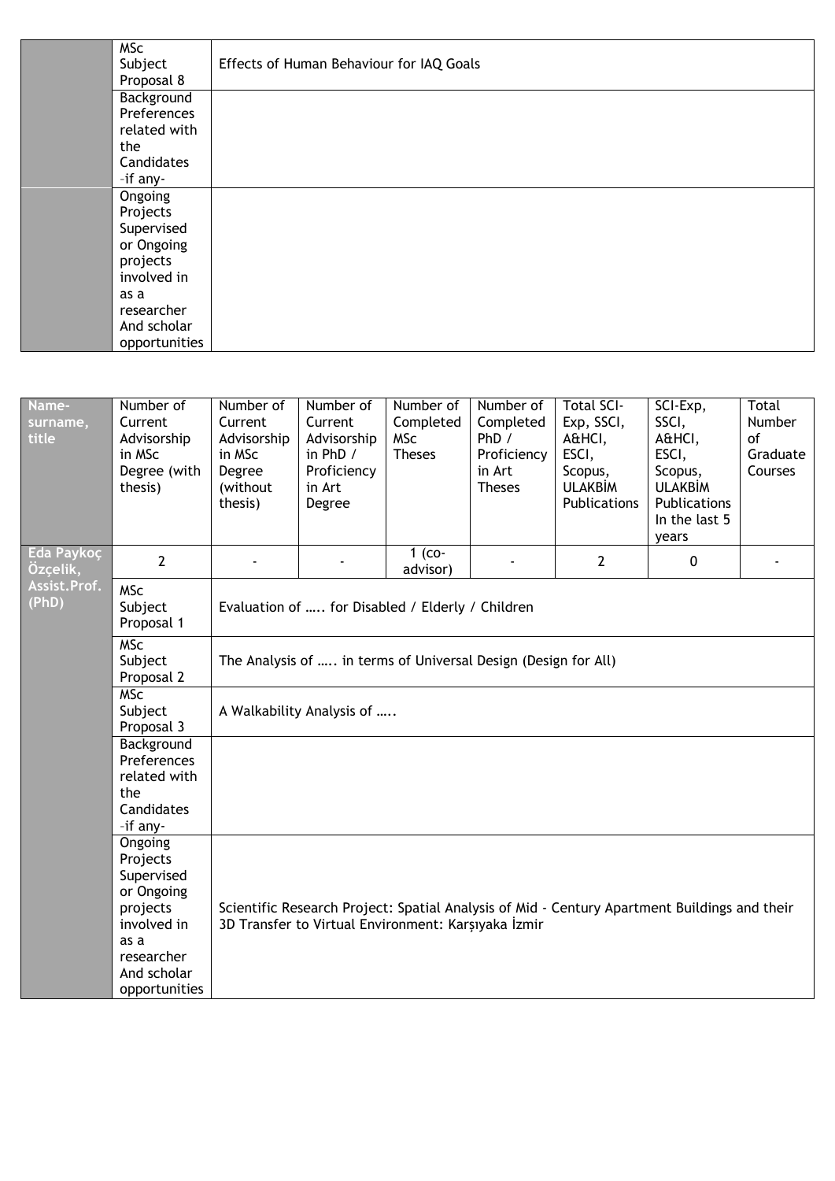| | | |
|---|---|---|
| | MSc Subject Proposal 8 | Effects of Human Behaviour for IAQ Goals |
| | Background Preferences related with the Candidates -if any- | |
| | Ongoing Projects Supervised or Ongoing projects involved in as a researcher And scholar opportunities | |

| Name-surname, title | Number of Current Advisorship in MSc Degree (with thesis) | Number of Current Advisorship in MSc Degree (without thesis) | Number of Current Advisorship in PhD / Proficiency in Art Degree | Number of Completed MSc Theses | Number of Completed PhD / Proficiency in Art Theses | Total SCI-Exp, SSCI, A&HCI, ESCI, Scopus, ULAKBİM Publications | SCI-Exp, SSCI, A&HCI, ESCI, Scopus, ULAKBİM Publications In the last 5 years | Total Number of Graduate Courses |
|---|---|---|---|---|---|---|---|---|
| Eda Paykoç Özçelik, Assist.Prof. (PhD) | 2 | - | - | 1 (co-advisor) | - | 2 | 0 | - |
| | MSc Subject Proposal 1 | Evaluation of ….. for Disabled / Elderly / Children | | | | | | |
| | MSc Subject Proposal 2 | The Analysis of ….. in terms of Universal Design (Design for All) | | | | | | |
| | MSc Subject Proposal 3 | A Walkability Analysis of ….. | | | | | | |
| | Background Preferences related with the Candidates -if any- | | | | | | | |
| | Ongoing Projects Supervised or Ongoing projects involved in as a researcher And scholar opportunities | Scientific Research Project: Spatial Analysis of Mid - Century Apartment Buildings and their 3D Transfer to Virtual Environment: Karşıyaka İzmir | | | | | | |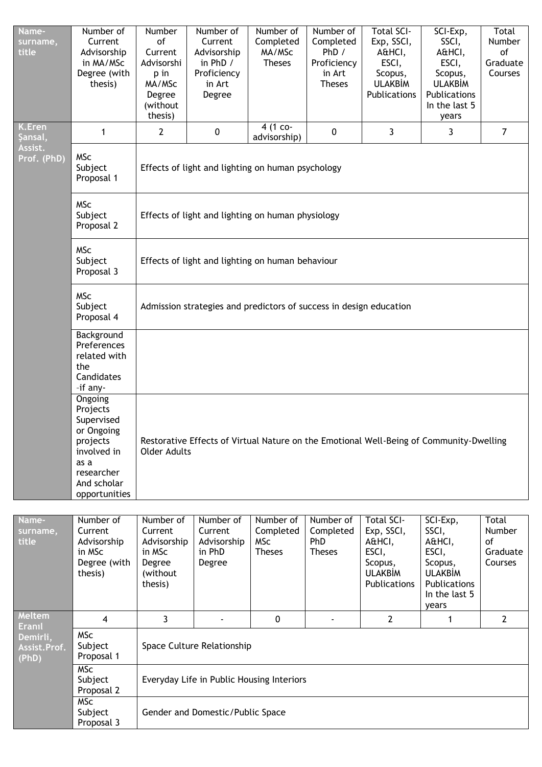| Name-surname, title | Number of Current Advisorship in MA/MSc Degree (with thesis) | Number of Current Advisorship in MA/MSc Degree (without thesis) | Number of Current Advisorship in PhD / Proficiency in Art Degree | Number of Completed MA/MSc Theses | Number of Completed PhD / Proficiency in Art Theses | Total SCI-Exp, SSCI, A&HCI, ESCI, Scopus, ULAKBİM Publications | SCI-Exp, SSCI, A&HCI, ESCI, Scopus, ULAKBİM Publications In the last 5 years | Total Number of Graduate Courses |
|---|---|---|---|---|---|---|---|---|
| K.Eren Şansal, Assist. Prof. (PhD) | 1 | 2 | 0 | 4 (1 co-advisorship) | 0 | 3 | 3 | 7 |
| | MSc Subject Proposal 1 | Effects of light and lighting on human psychology | | | | | | |
| | MSc Subject Proposal 2 | Effects of light and lighting on human physiology | | | | | | |
| | MSc Subject Proposal 3 | Effects of light and lighting on human behaviour | | | | | | |
| | MSc Subject Proposal 4 | Admission strategies and predictors of success in design education | | | | | | |
| | Background Preferences related with the Candidates -if any- | | | | | | | |
| | Ongoing Projects Supervised or Ongoing projects involved in as a researcher And scholar opportunities | Restorative Effects of Virtual Nature on the Emotional Well-Being of Community-Dwelling Older Adults | | | | | | |

| Name-surname, title | Number of Current Advisorship in MSc Degree (with thesis) | Number of Current Advisorship in MSc Degree (without thesis) | Number of Current Advisorship in PhD Degree | Number of Completed MSc Theses | Number of Completed PhD Theses | Total SCI-Exp, SSCI, A&HCI, ESCI, Scopus, ULAKBİM Publications | SCI-Exp, SSCI, A&HCI, ESCI, Scopus, ULAKBİM Publications In the last 5 years | Total Number of Graduate Courses |
|---|---|---|---|---|---|---|---|---|
| Meltem Eranıl Demirli, Assist.Prof. (PhD) | 4 | 3 | - | 0 | - | 2 | 1 | 2 |
| | MSc Subject Proposal 1 | Space Culture Relationship | | | | | | |
| | MSc Subject Proposal 2 | Everyday Life in Public Housing Interiors | | | | | | |
| | MSc Subject Proposal 3 | Gender and Domestic/Public Space | | | | | | |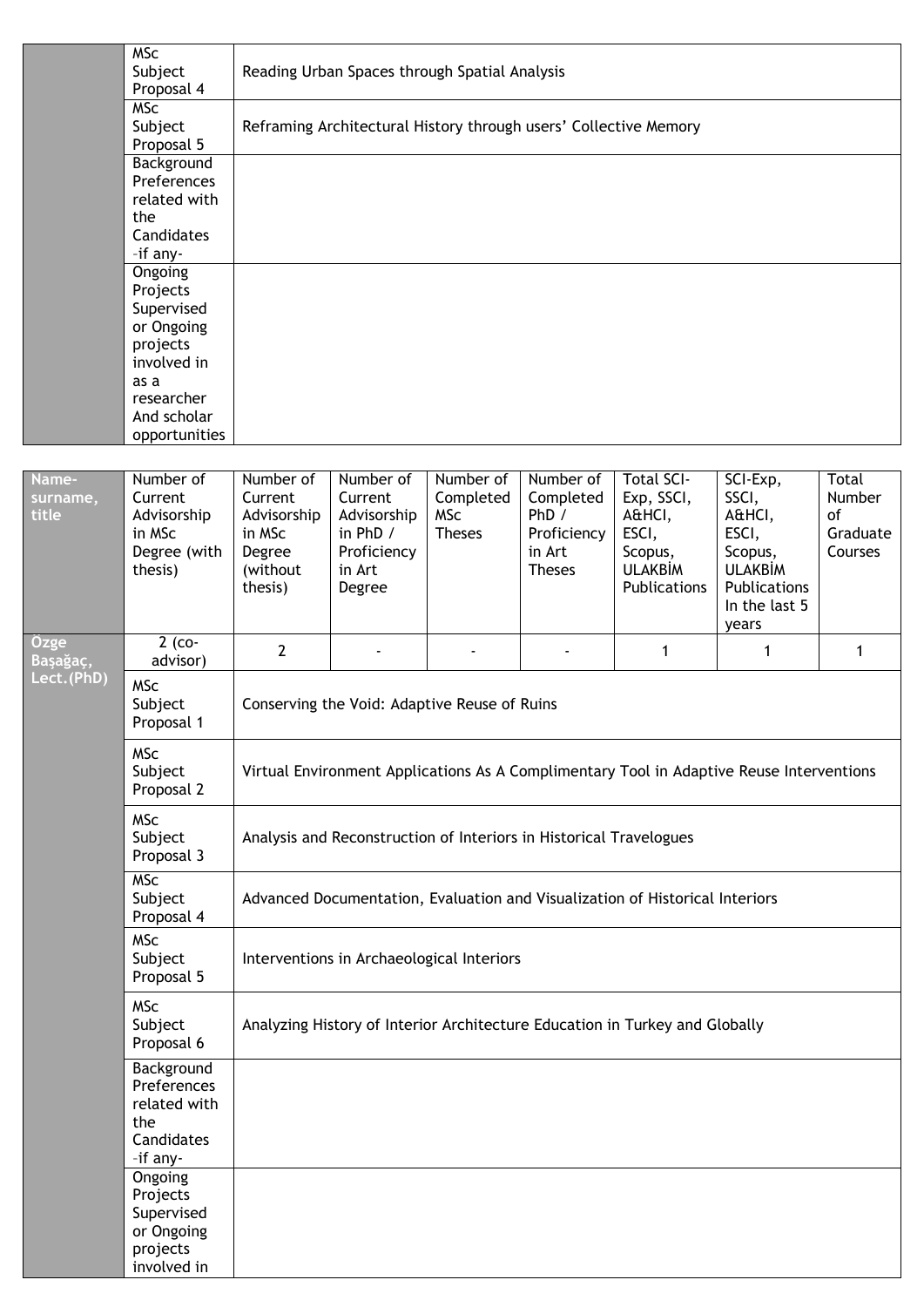| | | |
|---|---|---|
| | MSc Subject Proposal 4 | Reading Urban Spaces through Spatial Analysis |
| | MSc Subject Proposal 5 | Reframing Architectural History through users' Collective Memory |
| | Background Preferences related with the Candidates -if any- | |
| | Ongoing Projects Supervised or Ongoing projects involved in as a researcher And scholar opportunities | |

| Name-surname, title | Number of Current Advisorship in MSc Degree (with thesis) | Number of Current Advisorship in MSc Degree (without thesis) | Number of Current Advisorship in PhD / Proficiency in Art Degree | Number of Completed MSc Theses | Number of Completed PhD / Proficiency in Art Theses | Total SCI-Exp, SSCI, A&HCI, ESCI, Scopus, ULAKBİM Publications | SCI-Exp, SSCI, A&HCI, ESCI, Scopus, ULAKBİM Publications In the last 5 years | Total Number of Graduate Courses |
|---|---|---|---|---|---|---|---|---|
| Özge Başağaç, Lect.(PhD) | 2 (co-advisor) | 2 | - | - | - | 1 | 1 | 1 |
| | MSc Subject Proposal 1 | Conserving the Void: Adaptive Reuse of Ruins | | | | | | |
| | MSc Subject Proposal 2 | Virtual Environment Applications As A Complimentary Tool in Adaptive Reuse Interventions | | | | | | |
| | MSc Subject Proposal 3 | Analysis and Reconstruction of Interiors in Historical Travelogues | | | | | | |
| | MSc Subject Proposal 4 | Advanced Documentation, Evaluation and Visualization of Historical Interiors | | | | | | |
| | MSc Subject Proposal 5 | Interventions in Archaeological Interiors | | | | | | |
| | MSc Subject Proposal 6 | Analyzing History of Interior Architecture Education in Turkey and Globally | | | | | | |
| | Background Preferences related with the Candidates -if any- | | | | | | | |
| | Ongoing Projects Supervised or Ongoing projects involved in | | | | | | | |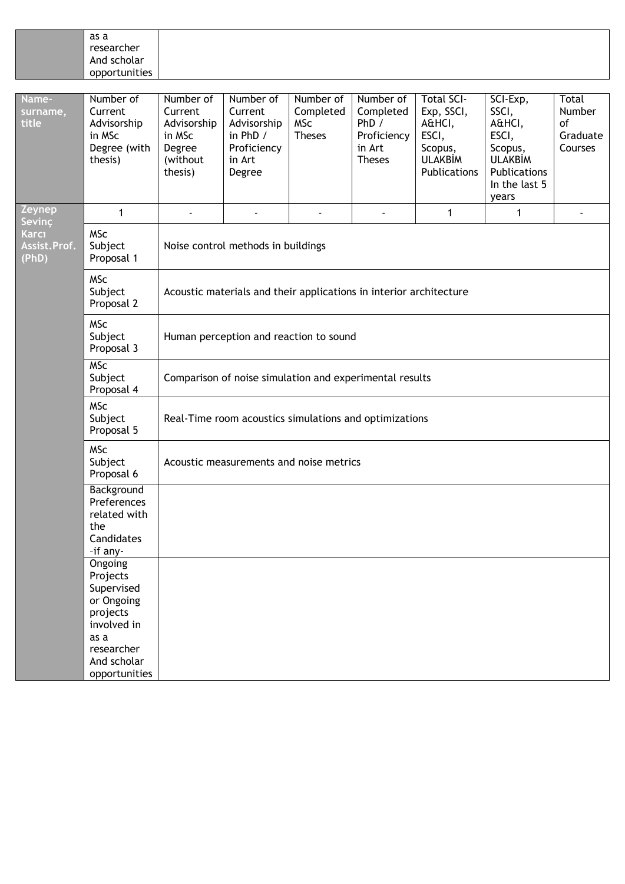| | | |
|---|---|---|
| | as a researcher And scholar opportunities | |

| Name-surname, title | Number of Current Advisorship in MSc Degree (with thesis) | Number of Current Advisorship in MSc Degree (without thesis) | Number of Current Advisorship in PhD / Proficiency in Art Degree | Number of Completed MSc Theses | Number of Completed PhD / Proficiency in Art Theses | Total SCI-Exp, SSCI, A&HCI, ESCI, Scopus, ULAKBİM Publications | SCI-Exp, SSCI, A&HCI, ESCI, Scopus, ULAKBİM Publications In the last 5 years | Total Number of Graduate Courses |
|---|---|---|---|---|---|---|---|---|
| Zeynep Sevinç Karcı Assist.Prof. (PhD) | 1 | - | - | - | - | 1 | 1 | - |
| | MSc Subject Proposal 1 | Noise control methods in buildings | | | | | | |
| | MSc Subject Proposal 2 | Acoustic materials and their applications in interior architecture | | | | | | |
| | MSc Subject Proposal 3 | Human perception and reaction to sound | | | | | | |
| | MSc Subject Proposal 4 | Comparison of noise simulation and experimental results | | | | | | |
| | MSc Subject Proposal 5 | Real-Time room acoustics simulations and optimizations | | | | | | |
| | MSc Subject Proposal 6 | Acoustic measurements and noise metrics | | | | | | |
| | Background Preferences related with the Candidates -if any- | | | | | | | |
| | Ongoing Projects Supervised or Ongoing projects involved in as a researcher And scholar opportunities | | | | | | | |